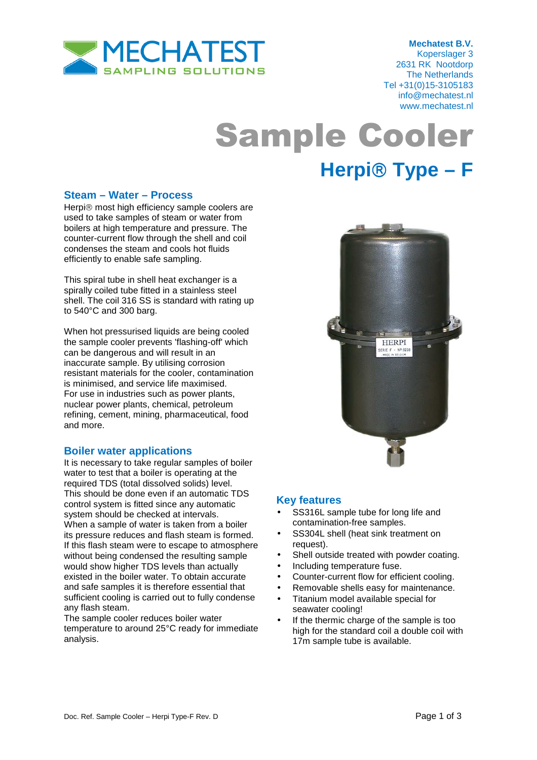**Mechatest B.V.**
Koperslager 3
2631 RK Nootdorp
The Netherlands
Tel +31(0)15-3105183
info@mechatest.nl
www.mechatest.nl

# Sample Cooler

## Herpi® Type – F

### Steam – Water – Process

Herpi® most high efficiency sample coolers are used to take samples of steam or water from boilers at high temperature and pressure. The counter-current flow through the shell and coil condenses the steam and cools hot fluids efficiently to enable safe sampling.

This spiral tube in shell heat exchanger is a spirally coiled tube fitted in a stainless steel shell. The coil 316 SS is standard with rating up to 540°C and 300 barg.

When hot pressurised liquids are being cooled the sample cooler prevents 'flashing-off' which can be dangerous and will result in an inaccurate sample. By utilising corrosion resistant materials for the cooler, contamination is minimised, and service life maximised.
For use in industries such as power plants, nuclear power plants, chemical, petroleum refining, cement, mining, pharmaceutical, food and more.

### Boiler water applications

It is necessary to take regular samples of boiler water to test that a boiler is operating at the required TDS (total dissolved solids) level. This should be done even if an automatic TDS control system is fitted since any automatic system should be checked at intervals.
When a sample of water is taken from a boiler its pressure reduces and flash steam is formed. If this flash steam were to escape to atmosphere without being condensed the resulting sample would show higher TDS levels than actually existed in the boiler water. To obtain accurate and safe samples it is therefore essential that sufficient cooling is carried out to fully condense any flash steam.
The sample cooler reduces boiler water temperature to around 25°C ready for immediate analysis.

### Key features

- SS316L sample tube for long life and contamination-free samples.
- SS304L shell (heat sink treatment on request).
- Shell outside treated with powder coating.
- Including temperature fuse.
- Counter-current flow for efficient cooling.
- Removable shells easy for maintenance.
- Titanium model available special for seawater cooling!
- If the thermic charge of the sample is too high for the standard coil a double coil with 17m sample tube is available.

Doc. Ref. Sample Cooler – Herpi Type-F Rev. D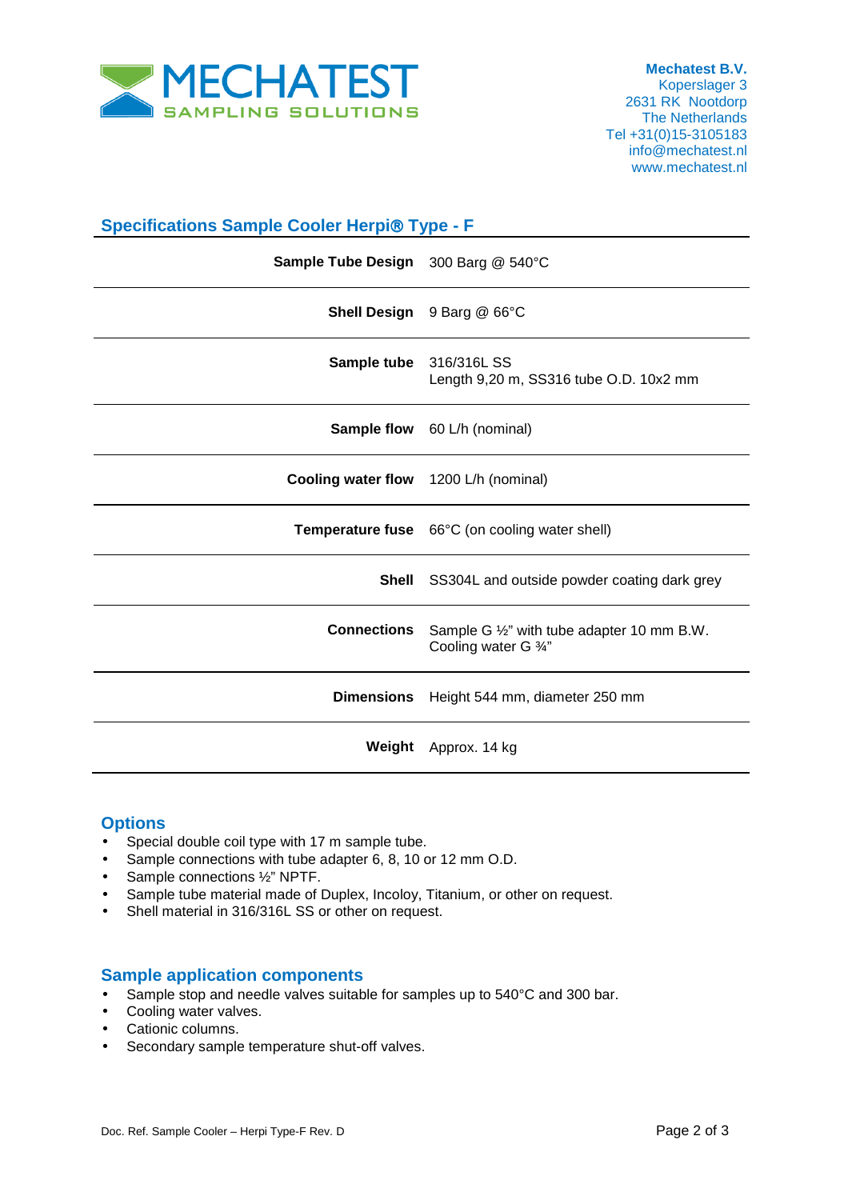Mechatest B.V.
Koperslager 3
2631 RK Nootdorp
The Netherlands
Tel +31(0)15-3105183
info@mechatest.nl
www.mechatest.nl

## Specifications Sample Cooler Herpi® Type - F

| | |
|---|---|
| **Sample Tube Design** | 300 Barg @ 540°C |
| **Shell Design** | 9 Barg @ 66°C |
| **Sample tube** | 316/316L SS<br>Length 9,20 m, SS316 tube O.D. 10x2 mm |
| **Sample flow** | 60 L/h (nominal) |
| **Cooling water flow** | 1200 L/h (nominal) |
| **Temperature fuse** | 66°C (on cooling water shell) |
| **Shell** | SS304L and outside powder coating dark grey |
| **Connections** | Sample G ½" with tube adapter 10 mm B.W.<br>Cooling water G ¾" |
| **Dimensions** | Height 544 mm, diameter 250 mm |
| **Weight** | Approx. 14 kg |

## Options

- Special double coil type with 17 m sample tube.
- Sample connections with tube adapter 6, 8, 10 or 12 mm O.D.
- Sample connections ½" NPTF.
- Sample tube material made of Duplex, Incoloy, Titanium, or other on request.
- Shell material in 316/316L SS or other on request.

## Sample application components

- Sample stop and needle valves suitable for samples up to 540°C and 300 bar.
- Cooling water valves.
- Cationic columns.
- Secondary sample temperature shut-off valves.

Doc. Ref. Sample Cooler – Herpi Type-F Rev. D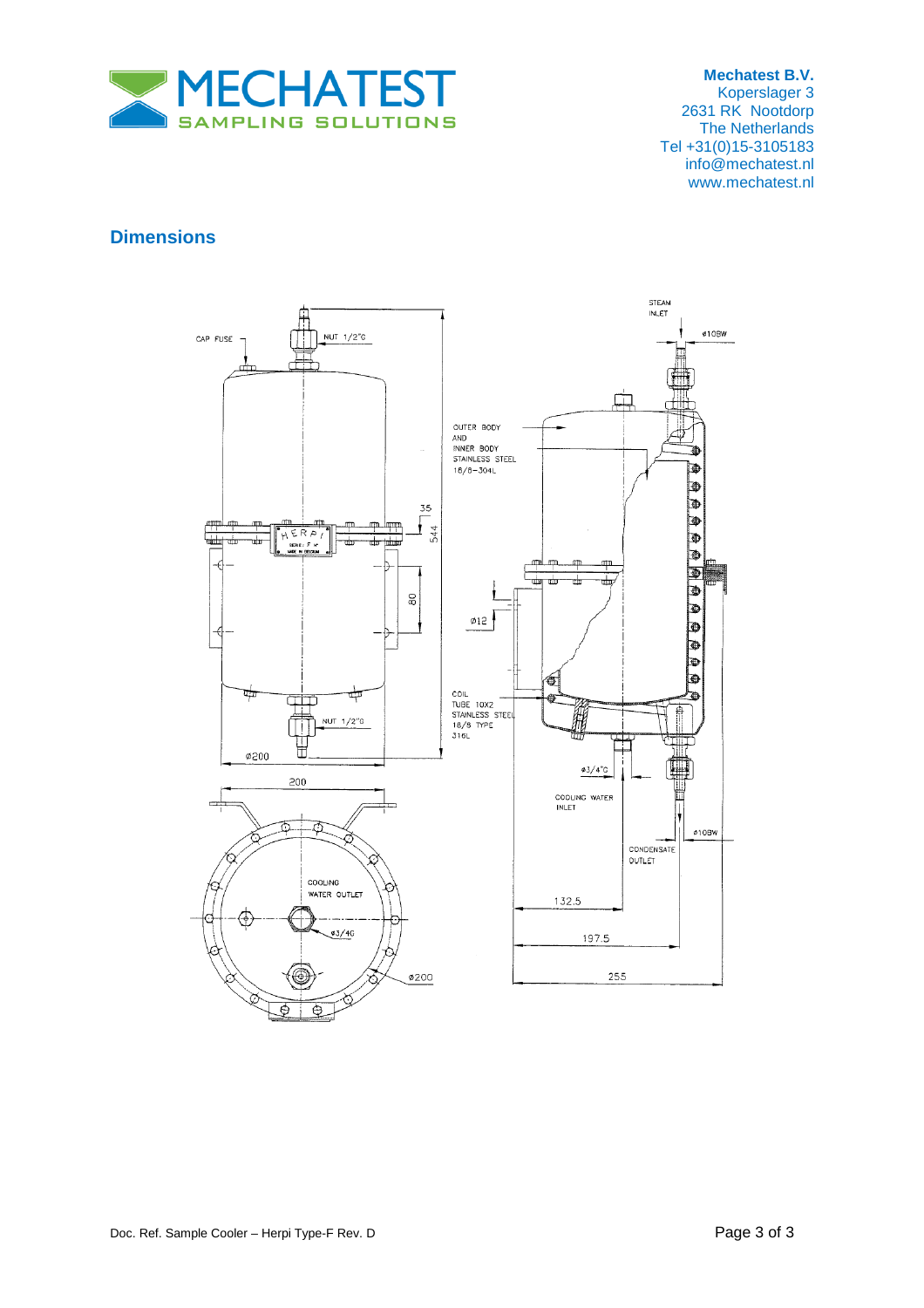Mechatest B.V.
Koperslager 3
2631 RK Nootdorp
The Netherlands
Tel +31(0)15-3105183
info@mechatest.nl
www.mechatest.nl

## Dimensions

CAP FUSE

NUT 1/2"G

35

544

80

NUT 1/2"G

ø200

200

COOLING WATER OUTLET

ø3/4G

ø200

STEAM INLET

ø10BW

OUTER BODY AND INNER BODY STAINLESS STEEL 18/8–304L

ø12

COIL TUBE 10X2 STAINLESS STEEL 18/8 TYPE 316L

ø3/4"G

COOLING WATER INLET

ø10BW

CONDENSATE OUTLET

132.5

197.5

255

Doc. Ref. Sample Cooler – Herpi Type-F Rev. D